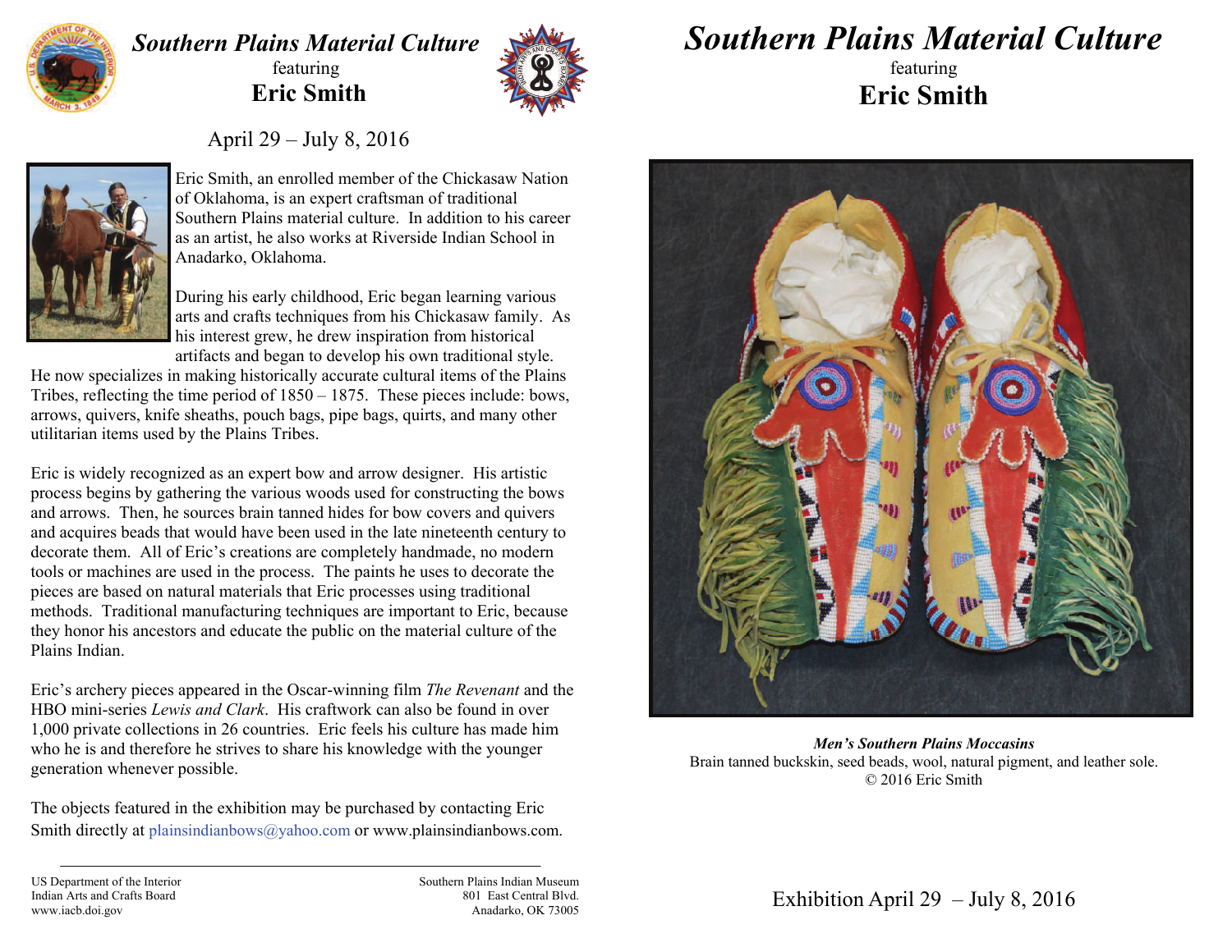# Southern Plains Material Culture

featuring

## Eric Smith

April 29 – July 8, 2016

Eric Smith, an enrolled member of the Chickasaw Nation of Oklahoma, is an expert craftsman of traditional Southern Plains material culture. In addition to his career as an artist, he also works at Riverside Indian School in Anadarko, Oklahoma.

During his early childhood, Eric began learning various arts and crafts techniques from his Chickasaw family. As his interest grew, he drew inspiration from historical artifacts and began to develop his own traditional style. He now specializes in making historically accurate cultural items of the Plains Tribes, reflecting the time period of 1850 – 1875. These pieces include: bows, arrows, quivers, knife sheaths, pouch bags, pipe bags, quirts, and many other utilitarian items used by the Plains Tribes.

Eric is widely recognized as an expert bow and arrow designer. His artistic process begins by gathering the various woods used for constructing the bows and arrows. Then, he sources brain tanned hides for bow covers and quivers and acquires beads that would have been used in the late nineteenth century to decorate them. All of Eric's creations are completely handmade, no modern tools or machines are used in the process. The paints he uses to decorate the pieces are based on natural materials that Eric processes using traditional methods. Traditional manufacturing techniques are important to Eric, because they honor his ancestors and educate the public on the material culture of the Plains Indian.

Eric's archery pieces appeared in the Oscar-winning film *The Revenant* and the HBO mini-series *Lewis and Clark*. His craftwork can also be found in over 1,000 private collections in 26 countries. Eric feels his culture has made him who he is and therefore he strives to share his knowledge with the younger generation whenever possible.

The objects featured in the exhibition may be purchased by contacting Eric Smith directly at plainsindianbows@yahoo.com or www.plainsindianbows.com.

---

US Department of the Interior
Indian Arts and Crafts Board
www.iacb.doi.gov

Southern Plains Indian Museum
801 East Central Blvd.
Anadarko, OK 73005

# Southern Plains Material Culture

featuring

## Eric Smith

***Men's Southern Plains Moccasins***
Brain tanned buckskin, seed beads, wool, natural pigment, and leather sole.
© 2016 Eric Smith

Exhibition April 29 – July 8, 2016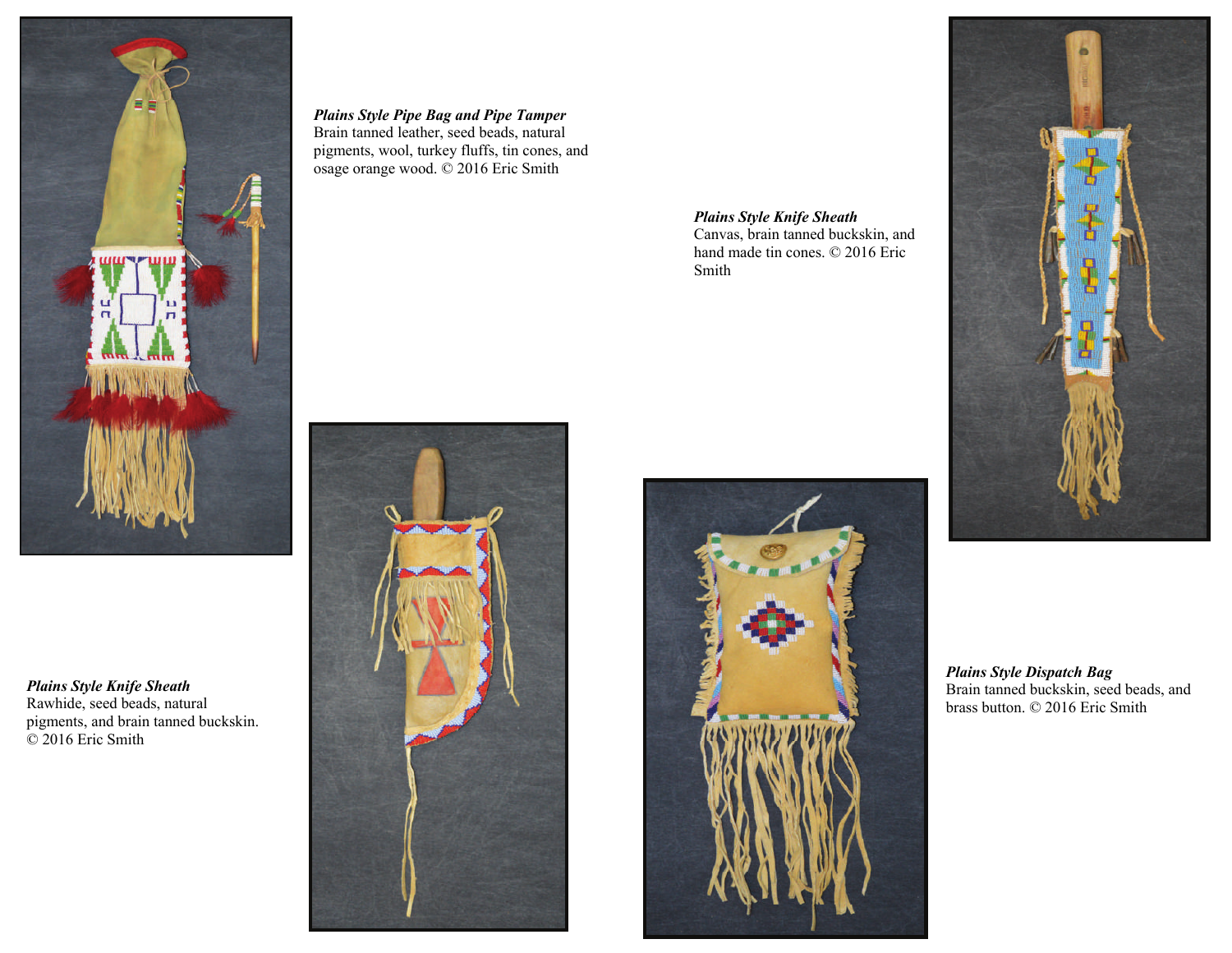***Plains Style Pipe Bag and Pipe Tamper***
Brain tanned leather, seed beads, natural pigments, wool, turkey fluffs, tin cones, and osage orange wood. © 2016 Eric Smith

***Plains Style Knife Sheath***
Canvas, brain tanned buckskin, and hand made tin cones. © 2016 Eric Smith

***Plains Style Knife Sheath***
Rawhide, seed beads, natural pigments, and brain tanned buckskin. © 2016 Eric Smith

***Plains Style Dispatch Bag***
Brain tanned buckskin, seed beads, and brass button. © 2016 Eric Smith